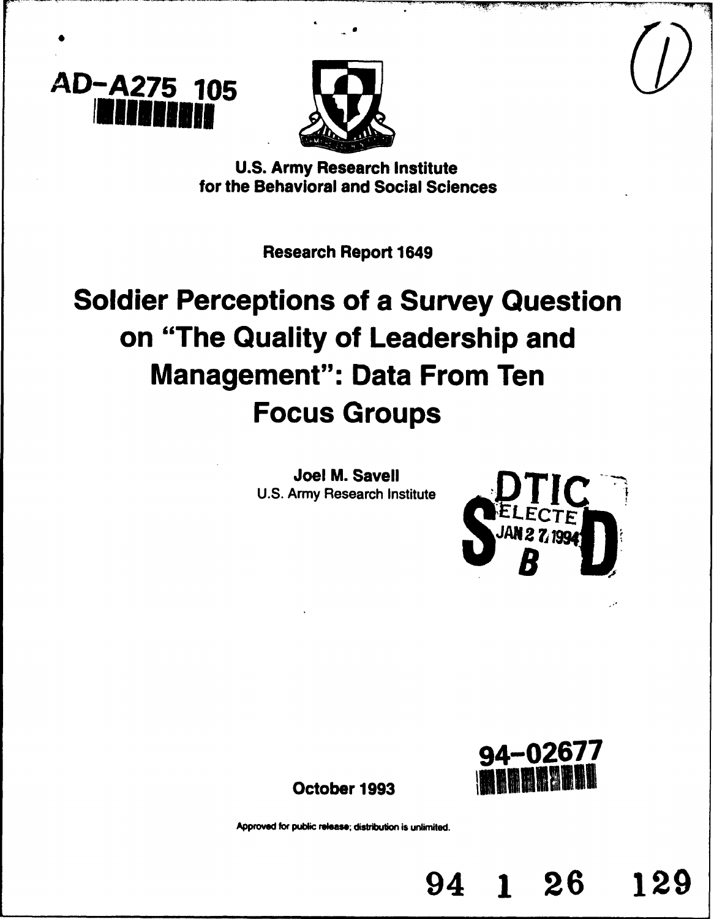AD-A275 105

U.S. Army Research Institute
for the Behavioral and Social Sciences

Research Report 1649

# Soldier Perceptions of a Survey Question on "The Quality of Leadership and Management": Data From Ten Focus Groups

**Joel M. Savell**
U.S. Army Research Institute

DTIC
ELECTE
JAN 27 1994
S B D

94-02677

October 1993

Approved for public release; distribution is unlimited.

94 1 26 129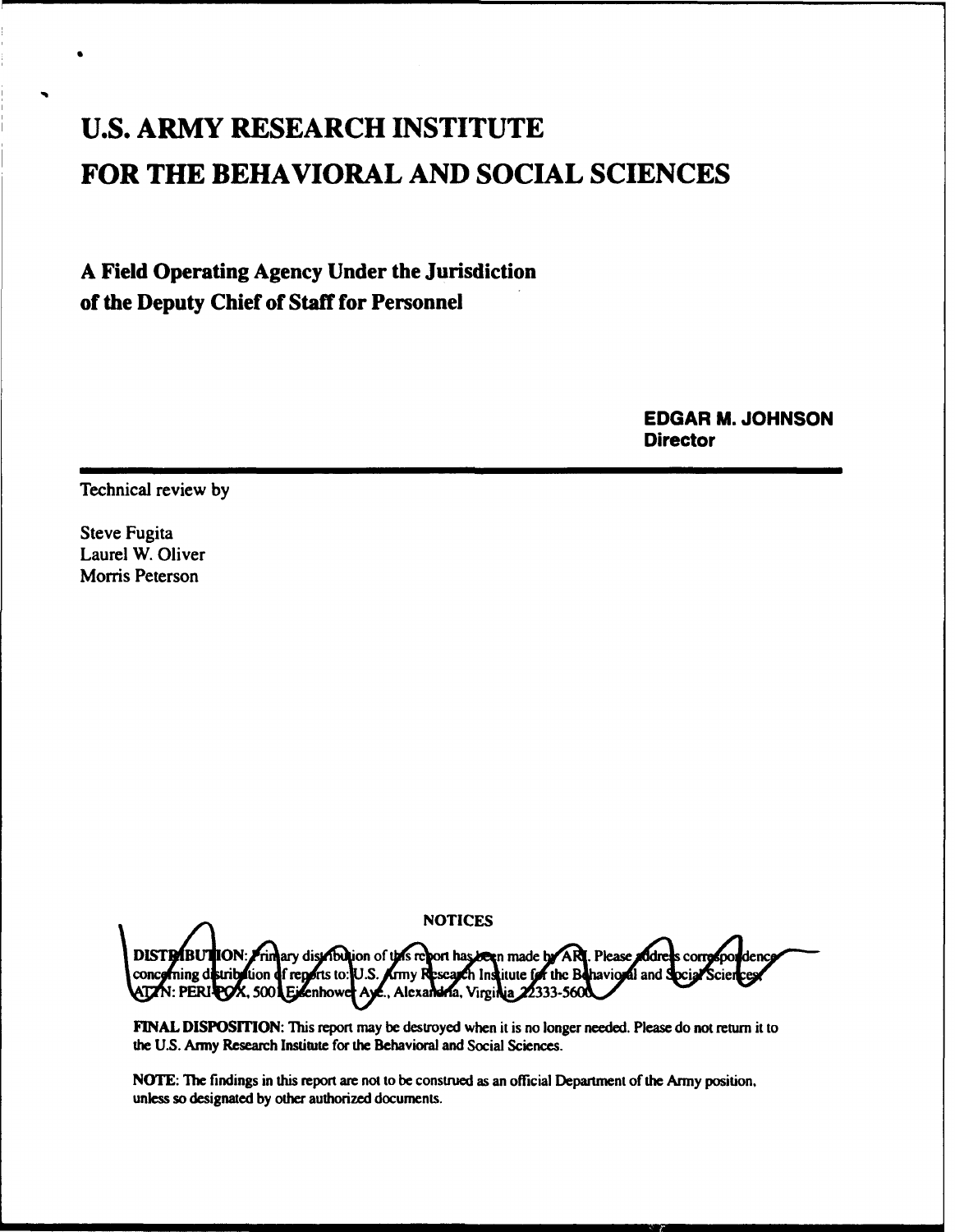# U.S. ARMY RESEARCH INSTITUTE FOR THE BEHAVIORAL AND SOCIAL SCIENCES

**A Field Operating Agency Under the Jurisdiction of the Deputy Chief of Staff for Personnel**

**EDGAR M. JOHNSON**
**Director**

---

Technical review by

Steve Fugita
Laurel W. Oliver
Morris Peterson

NOTICES

**DISTRIBUTION:** Primary distribution of this report has been made by ARI. Please address correspondence concerning distribution of reports to: U.S. Army Research Institute for the Behavioral and Social Sciences, ATTN: PERI-POX, 5001 Eisenhower Ave., Alexandria, Virginia 22333-5600.

**FINAL DISPOSITION:** This report may be destroyed when it is no longer needed. Please do not return it to the U.S. Army Research Institute for the Behavioral and Social Sciences.

**NOTE:** The findings in this report are not to be construed as an official Department of the Army position, unless so designated by other authorized documents.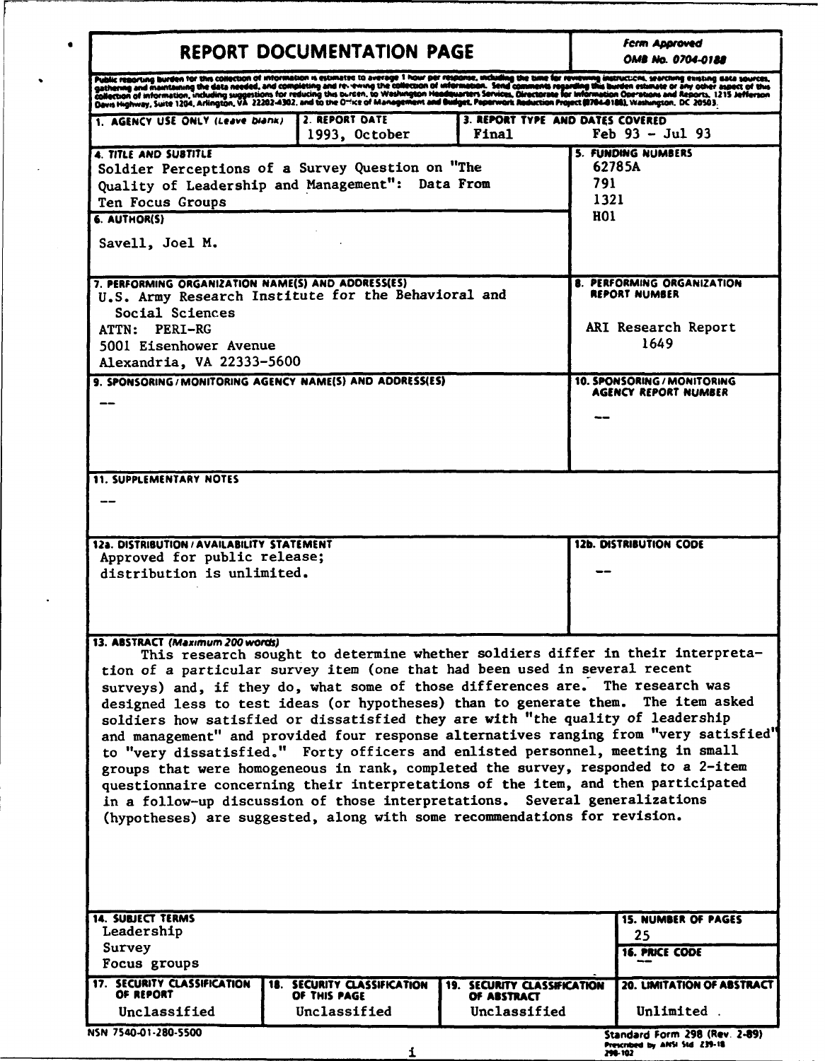# REPORT DOCUMENTATION PAGE

*Form Approved OMB No. 0704-0188*

Public reporting burden for this collection of information is estimated to average 1 hour per response, including the time for reviewing instructions, searching existing data sources, gathering and maintaining the data needed, and completing and reviewing the collection of information. Send comments regarding this burden estimate or any other aspect of this collection of information, including suggestions for reducing this burden, to Washington Headquarters Services, Directorate for Information Operations and Reports, 1215 Jefferson Davis Highway, Suite 1204, Arlington, VA 22202-4302, and to the Office of Management and Budget, Paperwork Reduction Project (0704-0188), Washington, DC 20503.

**1. AGENCY USE ONLY** *(Leave blank)*

**2. REPORT DATE**
1993, October

**3. REPORT TYPE AND DATES COVERED**
Final Feb 93 - Jul 93

**4. TITLE AND SUBTITLE**
Soldier Perceptions of a Survey Question on "The Quality of Leadership and Management": Data From Ten Focus Groups

**5. FUNDING NUMBERS**
62785A
791
1321
H01

**6. AUTHOR(S)**
Savell, Joel M.

**7. PERFORMING ORGANIZATION NAME(S) AND ADDRESS(ES)**
U.S. Army Research Institute for the Behavioral and Social Sciences
ATTN: PERI-RG
5001 Eisenhower Avenue
Alexandria, VA 22333-5600

**8. PERFORMING ORGANIZATION REPORT NUMBER**
ARI Research Report 1649

**9. SPONSORING/MONITORING AGENCY NAME(S) AND ADDRESS(ES)**
--

**10. SPONSORING/MONITORING AGENCY REPORT NUMBER**
--

**11. SUPPLEMENTARY NOTES**
--

**12a. DISTRIBUTION/AVAILABILITY STATEMENT**
Approved for public release; distribution is unlimited.

**12b. DISTRIBUTION CODE**
--

**13. ABSTRACT** *(Maximum 200 words)*

This research sought to determine whether soldiers differ in their interpretation of a particular survey item (one that had been used in several recent surveys) and, if they do, what some of those differences are. The research was designed less to test ideas (or hypotheses) than to generate them. The item asked soldiers how satisfied or dissatisfied they are with "the quality of leadership and management" and provided four response alternatives ranging from "very satisfied" to "very dissatisfied." Forty officers and enlisted personnel, meeting in small groups that were homogeneous in rank, completed the survey, responded to a 2-item questionnaire concerning their interpretations of the item, and then participated in a follow-up discussion of those interpretations. Several generalizations (hypotheses) are suggested, along with some recommendations for revision.

**14. SUBJECT TERMS**
Leadership
Survey
Focus groups

**15. NUMBER OF PAGES**
25

**16. PRICE CODE**
--

| 17. SECURITY CLASSIFICATION OF REPORT | 18. SECURITY CLASSIFICATION OF THIS PAGE | 19. SECURITY CLASSIFICATION OF ABSTRACT | 20. LIMITATION OF ABSTRACT |
|---|---|---|---|
| Unclassified | Unclassified | Unclassified | Unlimited |

NSN 7540-01-280-5500

Standard Form 298 (Rev. 2-89)
Prescribed by ANSI Std Z39-18
298-102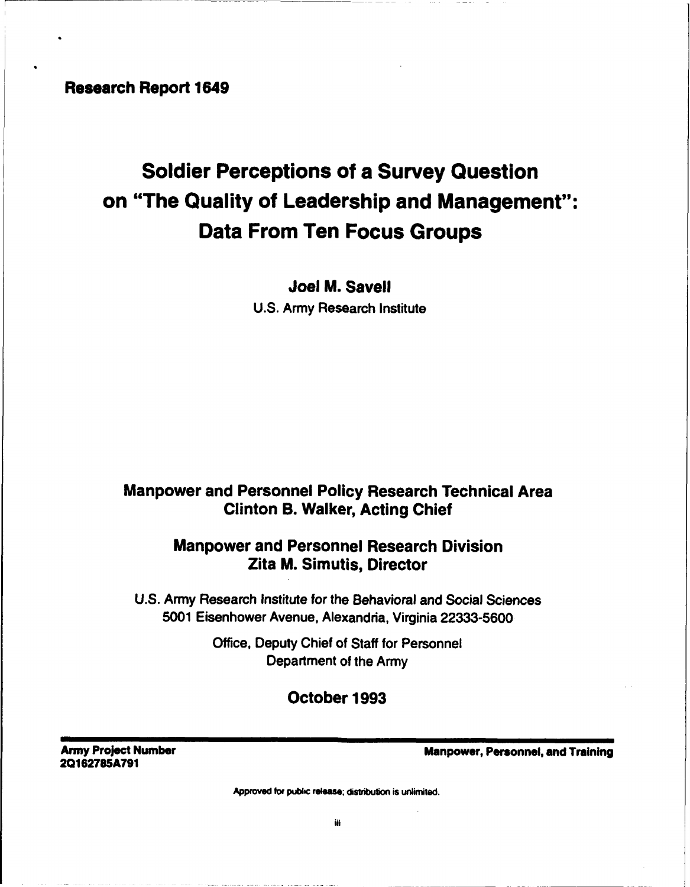**Research Report 1649**

# Soldier Perceptions of a Survey Question on "The Quality of Leadership and Management": Data From Ten Focus Groups

**Joel M. Savell**

U.S. Army Research Institute

**Manpower and Personnel Policy Research Technical Area**
**Clinton B. Walker, Acting Chief**

**Manpower and Personnel Research Division**
**Zita M. Simutis, Director**

U.S. Army Research Institute for the Behavioral and Social Sciences
5001 Eisenhower Avenue, Alexandria, Virginia 22333-5600

Office, Deputy Chief of Staff for Personnel
Department of the Army

**October 1993**

**Army Project Number**
**2Q162785A791**

**Manpower, Personnel, and Training**

Approved for public release; distribution is unlimited.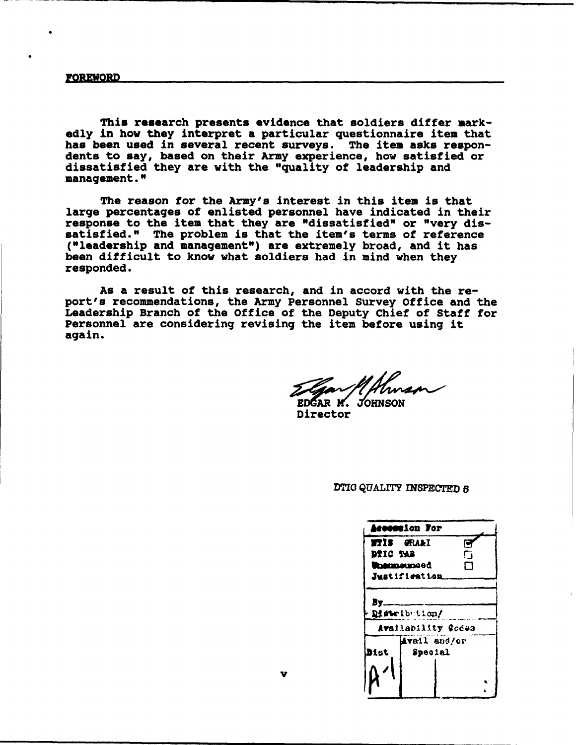## FOREWORD

This research presents evidence that soldiers differ markedly in how they interpret a particular questionnaire item that has been used in several recent surveys. The item asks respondents to say, based on their Army experience, how satisfied or dissatisfied they are with the "quality of leadership and management."

The reason for the Army's interest in this item is that large percentages of enlisted personnel have indicated in their response to the item that they are "dissatisfied" or "very dissatisfied." The problem is that the item's terms of reference ("leadership and management") are extremely broad, and it has been difficult to know what soldiers had in mind when they responded.

As a result of this research, and in accord with the report's recommendations, the Army Personnel Survey Office and the Leadership Branch of the Office of the Deputy Chief of Staff for Personnel are considering revising the item before using it again.

EDGAR M. JOHNSON
Director

DTIC QUALITY INSPECTED 8

| Accession For | |
|---|---|
| NTIS GRA&I | ☑ |
| DTIC TAB | ☐ |
| Unannounced | ☐ |
| Justification | |
| By | |
| Distribution/ | |
| Availability Codes | |
| Dist | Avail and/or Special |
| A-1 | |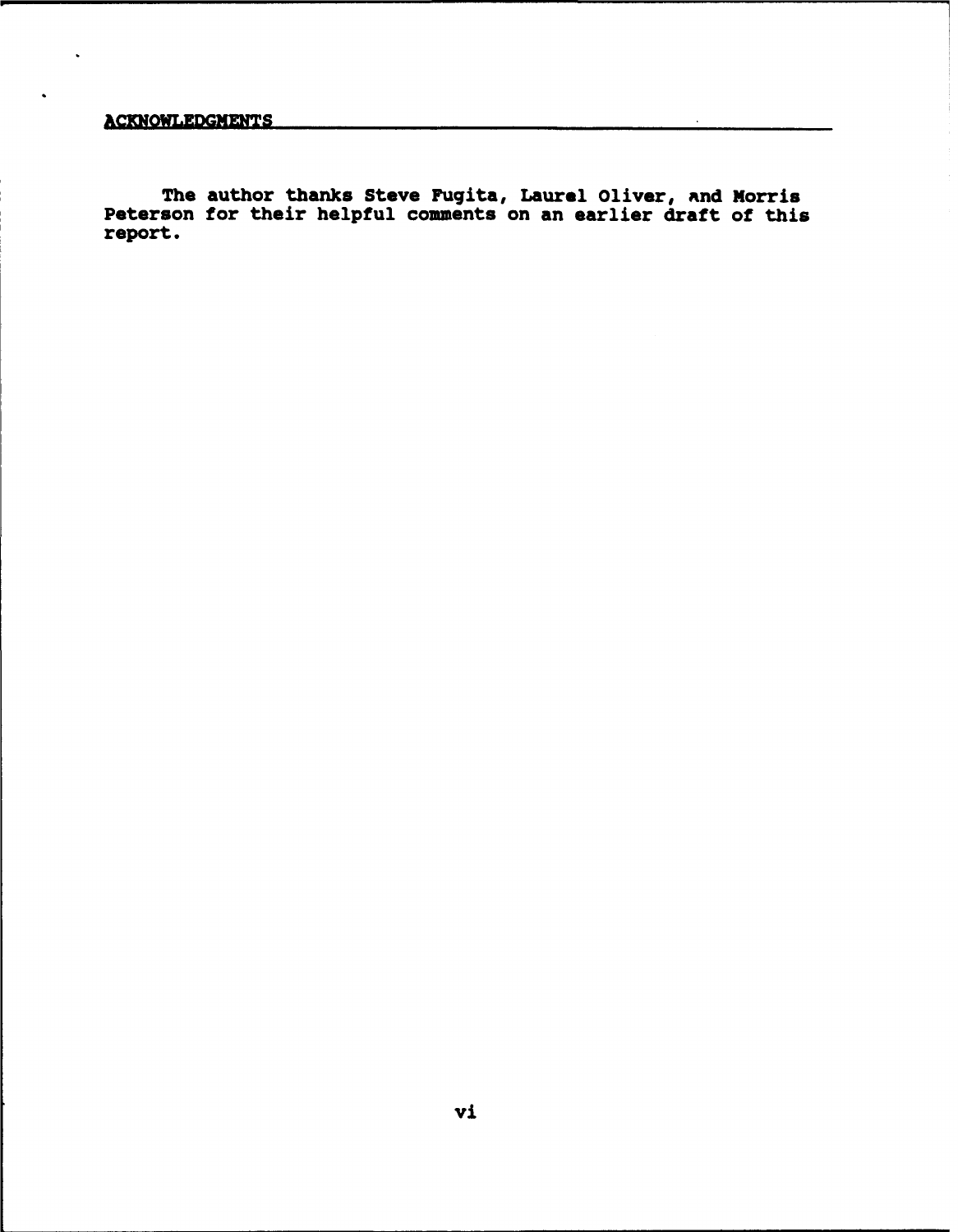## ACKNOWLEDGMENTS

The author thanks Steve Fugita, Laurel Oliver, and Morris Peterson for their helpful comments on an earlier draft of this report.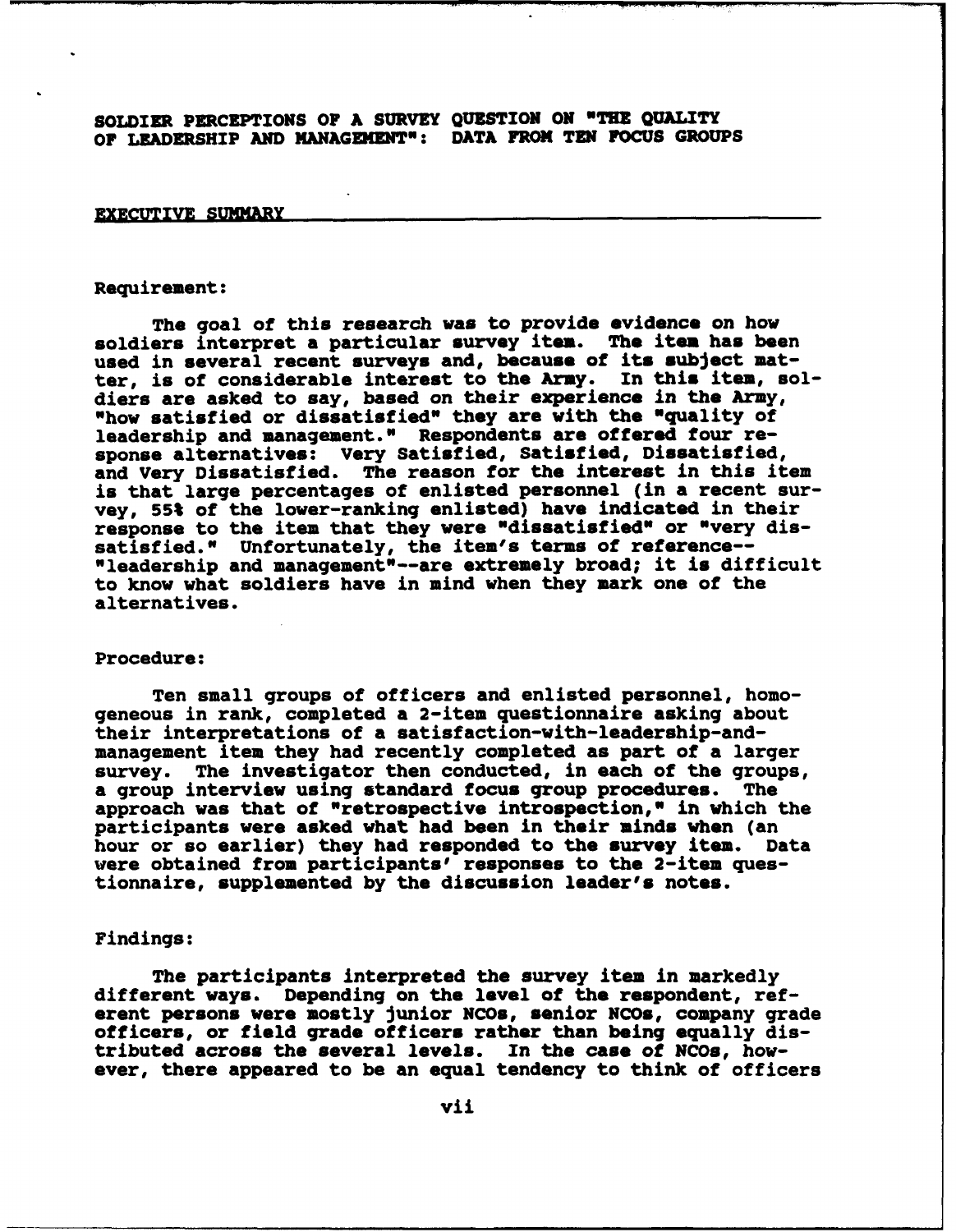# SOLDIER PERCEPTIONS OF A SURVEY QUESTION ON "THE QUALITY OF LEADERSHIP AND MANAGEMENT": DATA FROM TEN FOCUS GROUPS

## EXECUTIVE SUMMARY

### Requirement:

The goal of this research was to provide evidence on how soldiers interpret a particular survey item. The item has been used in several recent surveys and, because of its subject matter, is of considerable interest to the Army. In this item, soldiers are asked to say, based on their experience in the Army, "how satisfied or dissatisfied" they are with the "quality of leadership and management." Respondents are offered four response alternatives: Very Satisfied, Satisfied, Dissatisfied, and Very Dissatisfied. The reason for the interest in this item is that large percentages of enlisted personnel (in a recent survey, 55% of the lower-ranking enlisted) have indicated in their response to the item that they were "dissatisfied" or "very dissatisfied." Unfortunately, the item's terms of reference--"leadership and management"--are extremely broad; it is difficult to know what soldiers have in mind when they mark one of the alternatives.

### Procedure:

Ten small groups of officers and enlisted personnel, homogeneous in rank, completed a 2-item questionnaire asking about their interpretations of a satisfaction-with-leadership-and-management item they had recently completed as part of a larger survey. The investigator then conducted, in each of the groups, a group interview using standard focus group procedures. The approach was that of "retrospective introspection," in which the participants were asked what had been in their minds when (an hour or so earlier) they had responded to the survey item. Data were obtained from participants' responses to the 2-item questionnaire, supplemented by the discussion leader's notes.

### Findings:

The participants interpreted the survey item in markedly different ways. Depending on the level of the respondent, referent persons were mostly junior NCOs, senior NCOs, company grade officers, or field grade officers rather than being equally distributed across the several levels. In the case of NCOs, however, there appeared to be an equal tendency to think of officers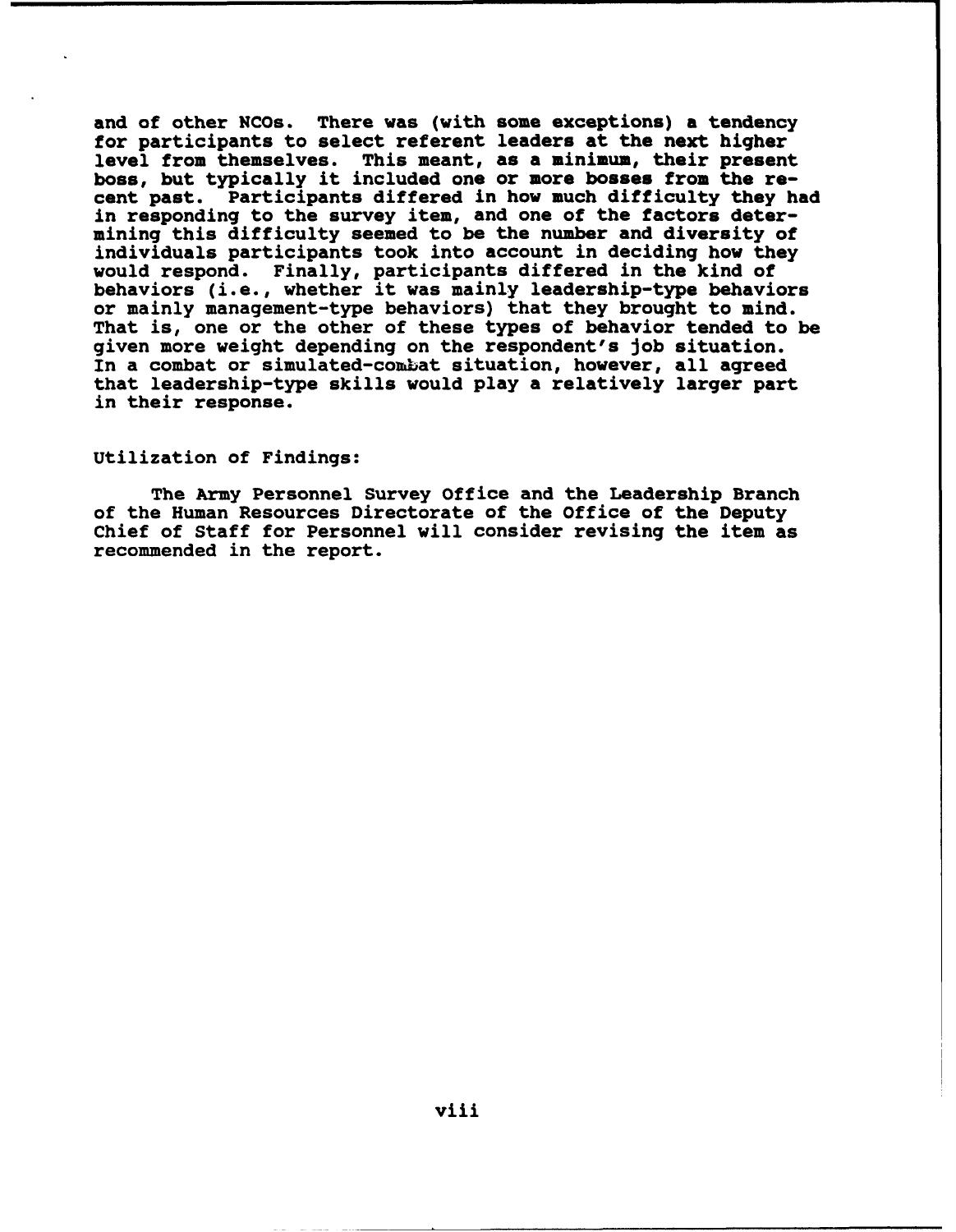and of other NCOs. There was (with some exceptions) a tendency for participants to select referent leaders at the next higher level from themselves. This meant, as a minimum, their present boss, but typically it included one or more bosses from the recent past. Participants differed in how much difficulty they had in responding to the survey item, and one of the factors determining this difficulty seemed to be the number and diversity of individuals participants took into account in deciding how they would respond. Finally, participants differed in the kind of behaviors (i.e., whether it was mainly leadership-type behaviors or mainly management-type behaviors) that they brought to mind. That is, one or the other of these types of behavior tended to be given more weight depending on the respondent's job situation. In a combat or simulated-combat situation, however, all agreed that leadership-type skills would play a relatively larger part in their response.

Utilization of Findings:

The Army Personnel Survey Office and the Leadership Branch of the Human Resources Directorate of the Office of the Deputy Chief of Staff for Personnel will consider revising the item as recommended in the report.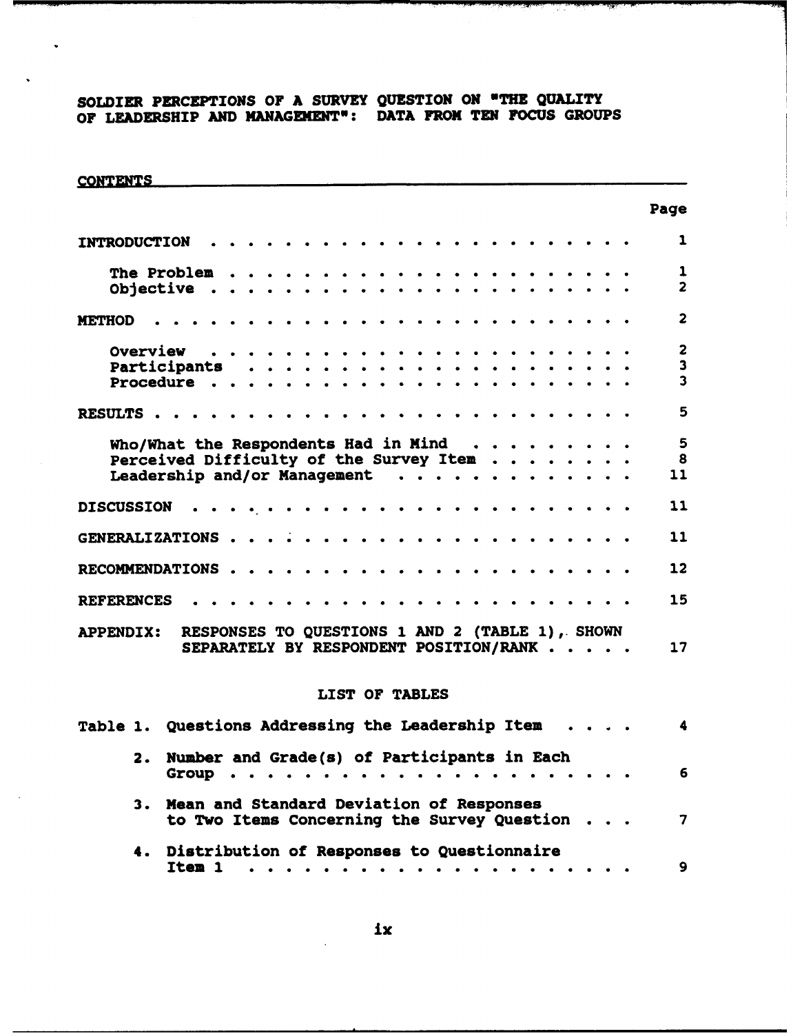# SOLDIER PERCEPTIONS OF A SURVEY QUESTION ON "THE QUALITY OF LEADERSHIP AND MANAGEMENT": DATA FROM TEN FOCUS GROUPS

## CONTENTS

| | Page |
|---|---|
| INTRODUCTION | 1 |
| The Problem | 1 |
| Objective | 2 |
| METHOD | 2 |
| Overview | 2 |
| Participants | 3 |
| Procedure | 3 |
| RESULTS | 5 |
| Who/What the Respondents Had in Mind | 5 |
| Perceived Difficulty of the Survey Item | 8 |
| Leadership and/or Management | 11 |
| DISCUSSION | 11 |
| GENERALIZATIONS | 11 |
| RECOMMENDATIONS | 12 |
| REFERENCES | 15 |
| APPENDIX: RESPONSES TO QUESTIONS 1 AND 2 (TABLE 1), SHOWN SEPARATELY BY RESPONDENT POSITION/RANK | 17 |

## LIST OF TABLES

| | Page |
|---|---|
| Table 1. Questions Addressing the Leadership Item | 4 |
| 2. Number and Grade(s) of Participants in Each Group | 6 |
| 3. Mean and Standard Deviation of Responses to Two Items Concerning the Survey Question | 7 |
| 4. Distribution of Responses to Questionnaire Item 1 | 9 |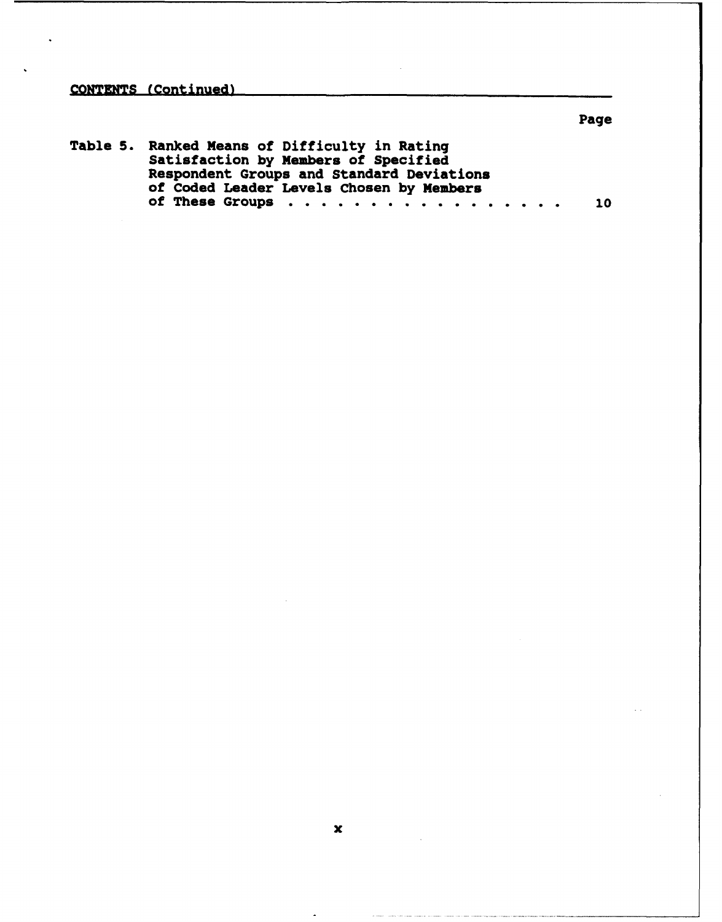CONTENTS (Continued)

| | | Page |
|---|---|---|
| Table 5. | Ranked Means of Difficulty in Rating Satisfaction by Members of Specified Respondent Groups and Standard Deviations of Coded Leader Levels Chosen by Members of These Groups . . . . . . . . . . . . . . . . . | 10 |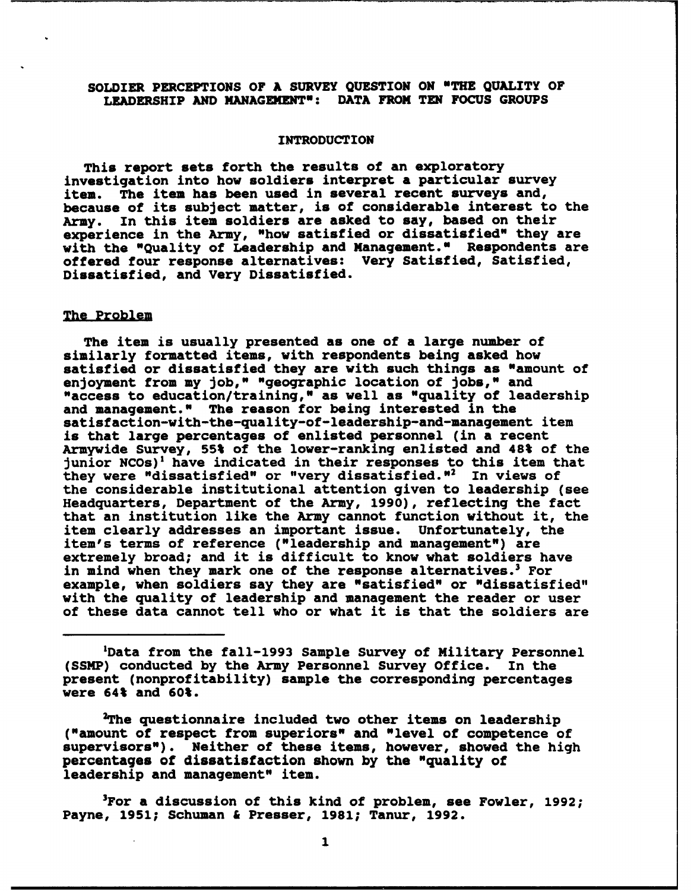# SOLDIER PERCEPTIONS OF A SURVEY QUESTION ON "THE QUALITY OF LEADERSHIP AND MANAGEMENT": DATA FROM TEN FOCUS GROUPS

## INTRODUCTION

This report sets forth the results of an exploratory investigation into how soldiers interpret a particular survey item. The item has been used in several recent surveys and, because of its subject matter, is of considerable interest to the Army. In this item soldiers are asked to say, based on their experience in the Army, "how satisfied or dissatisfied" they are with the "Quality of Leadership and Management." Respondents are offered four response alternatives: Very Satisfied, Satisfied, Dissatisfied, and Very Dissatisfied.

### The Problem

The item is usually presented as one of a large number of similarly formatted items, with respondents being asked how satisfied or dissatisfied they are with such things as "amount of enjoyment from my job," "geographic location of jobs," and "access to education/training," as well as "quality of leadership and management." The reason for being interested in the satisfaction-with-the-quality-of-leadership-and-management item is that large percentages of enlisted personnel (in a recent Armywide Survey, 55% of the lower-ranking enlisted and 48% of the junior NCOs)[1] have indicated in their responses to this item that they were "dissatisfied" or "very dissatisfied."[2] In views of the considerable institutional attention given to leadership (see Headquarters, Department of the Army, 1990), reflecting the fact that an institution like the Army cannot function without it, the item clearly addresses an important issue. Unfortunately, the item's terms of reference ("leadership and management") are extremely broad; and it is difficult to know what soldiers have in mind when they mark one of the response alternatives.[3] For example, when soldiers say they are "satisfied" or "dissatisfied" with the quality of leadership and management the reader or user of these data cannot tell who or what it is that the soldiers are

---

[1]Data from the fall-1993 Sample Survey of Military Personnel (SSMP) conducted by the Army Personnel Survey Office. In the present (nonprofitability) sample the corresponding percentages were 64% and 60%.

[2]The questionnaire included two other items on leadership ("amount of respect from superiors" and "level of competence of supervisors"). Neither of these items, however, showed the high percentages of dissatisfaction shown by the "quality of leadership and management" item.

[3]For a discussion of this kind of problem, see Fowler, 1992; Payne, 1951; Schuman & Presser, 1981; Tanur, 1992.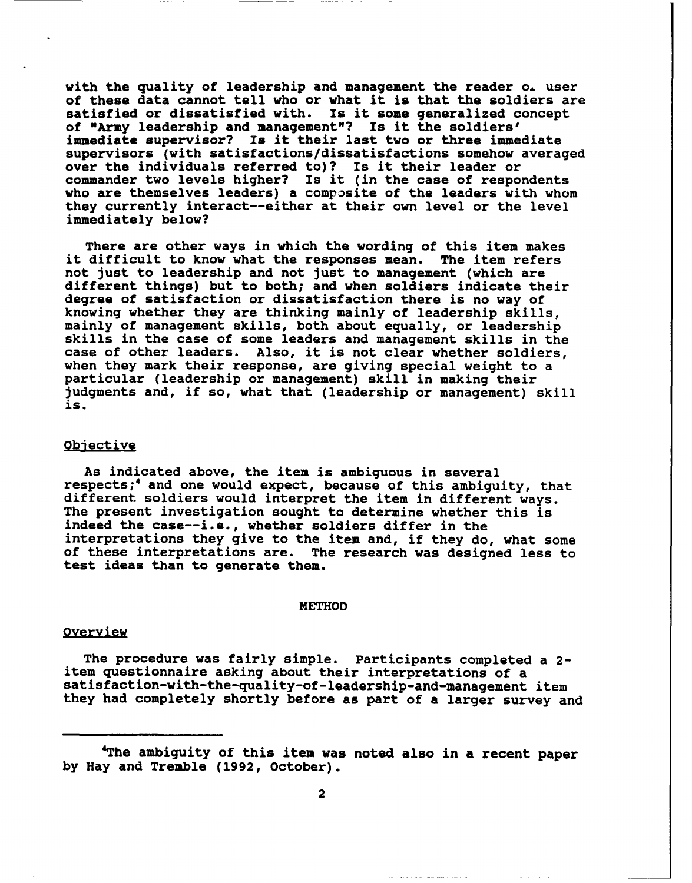with the quality of leadership and management the reader or user of these data cannot tell who or what it is that the soldiers are satisfied or dissatisfied with. Is it some generalized concept of "Army leadership and management"? Is it the soldiers' immediate supervisor? Is it their last two or three immediate supervisors (with satisfactions/dissatisfactions somehow averaged over the individuals referred to)? Is it their leader or commander two levels higher? Is it (in the case of respondents who are themselves leaders) a composite of the leaders with whom they currently interact--either at their own level or the level immediately below?

There are other ways in which the wording of this item makes it difficult to know what the responses mean. The item refers not just to leadership and not just to management (which are different things) but to both; and when soldiers indicate their degree of satisfaction or dissatisfaction there is no way of knowing whether they are thinking mainly of leadership skills, mainly of management skills, both about equally, or leadership skills in the case of some leaders and management skills in the case of other leaders. Also, it is not clear whether soldiers, when they mark their response, are giving special weight to a particular (leadership or management) skill in making their judgments and, if so, what that (leadership or management) skill is.

## Objective

As indicated above, the item is ambiguous in several respects;[4] and one would expect, because of this ambiguity, that different soldiers would interpret the item in different ways. The present investigation sought to determine whether this is indeed the case--i.e., whether soldiers differ in the interpretations they give to the item and, if they do, what some of these interpretations are. The research was designed less to test ideas than to generate them.

# METHOD

## Overview

The procedure was fairly simple. Participants completed a 2-item questionnaire asking about their interpretations of a satisfaction-with-the-quality-of-leadership-and-management item they had completely shortly before as part of a larger survey and

[4]The ambiguity of this item was noted also in a recent paper by Hay and Tremble (1992, October).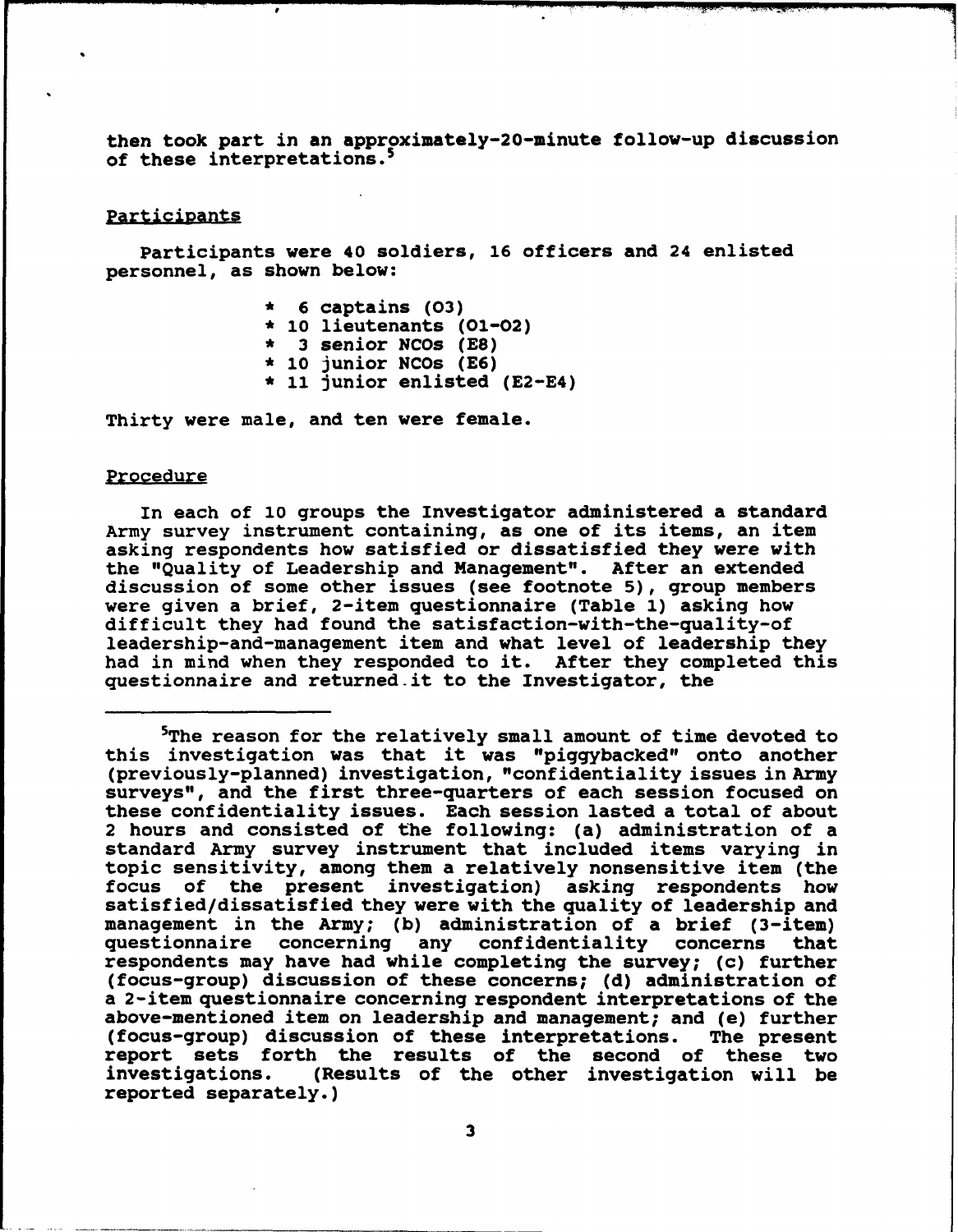then took part in an approximately-20-minute follow-up discussion of these interpretations.[5]

## Participants

Participants were 40 soldiers, 16 officers and 24 enlisted personnel, as shown below:

* 6 captains (O3)
* 10 lieutenants (O1-O2)
* 3 senior NCOs (E8)
* 10 junior NCOs (E6)
* 11 junior enlisted (E2-E4)

Thirty were male, and ten were female.

## Procedure

In each of 10 groups the Investigator administered a standard Army survey instrument containing, as one of its items, an item asking respondents how satisfied or dissatisfied they were with the "Quality of Leadership and Management". After an extended discussion of some other issues (see footnote 5), group members were given a brief, 2-item questionnaire (Table 1) asking how difficult they had found the satisfaction-with-the-quality-of leadership-and-management item and what level of leadership they had in mind when they responded to it. After they completed this questionnaire and returned it to the Investigator, the

---

[5]The reason for the relatively small amount of time devoted to this investigation was that it was "piggybacked" onto another (previously-planned) investigation, "confidentiality issues in Army surveys", and the first three-quarters of each session focused on these confidentiality issues. Each session lasted a total of about 2 hours and consisted of the following: (a) administration of a standard Army survey instrument that included items varying in topic sensitivity, among them a relatively nonsensitive item (the focus of the present investigation) asking respondents how satisfied/dissatisfied they were with the quality of leadership and management in the Army; (b) administration of a brief (3-item) questionnaire concerning any confidentiality concerns that respondents may have had while completing the survey; (c) further (focus-group) discussion of these concerns; (d) administration of a 2-item questionnaire concerning respondent interpretations of the above-mentioned item on leadership and management; and (e) further (focus-group) discussion of these interpretations. The present report sets forth the results of the second of these two investigations. (Results of the other investigation will be reported separately.)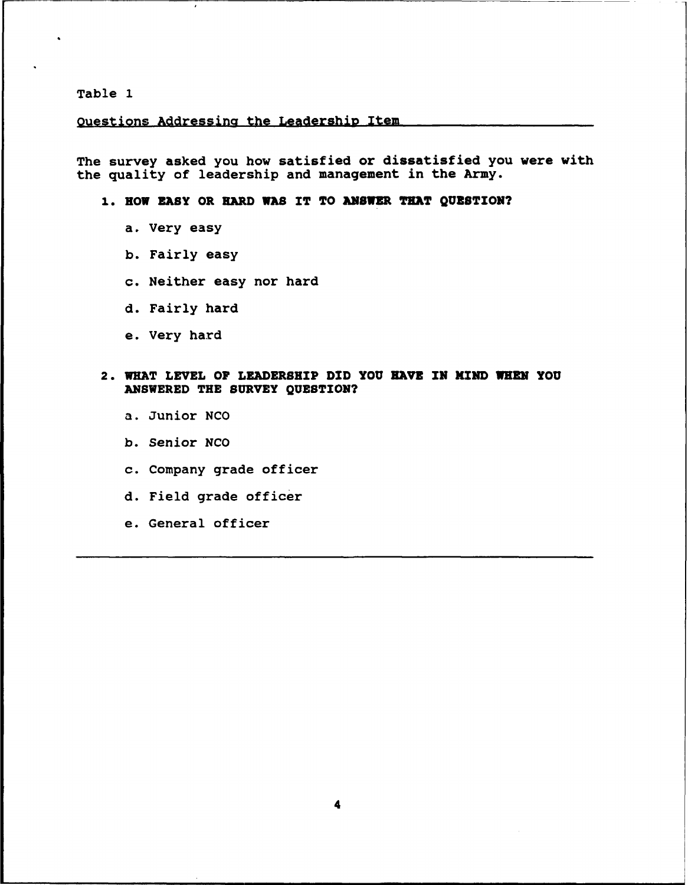Table 1

Questions Addressing the Leadership Item

The survey asked you how satisfied or dissatisfied you were with the quality of leadership and management in the Army.

1. **HOW EASY OR HARD WAS IT TO ANSWER THAT QUESTION?**

    a. Very easy

    b. Fairly easy

    c. Neither easy nor hard

    d. Fairly hard

    e. Very hard

2. **WHAT LEVEL OF LEADERSHIP DID YOU HAVE IN MIND WHEN YOU ANSWERED THE SURVEY QUESTION?**

    a. Junior NCO

    b. Senior NCO

    c. Company grade officer

    d. Field grade officer

    e. General officer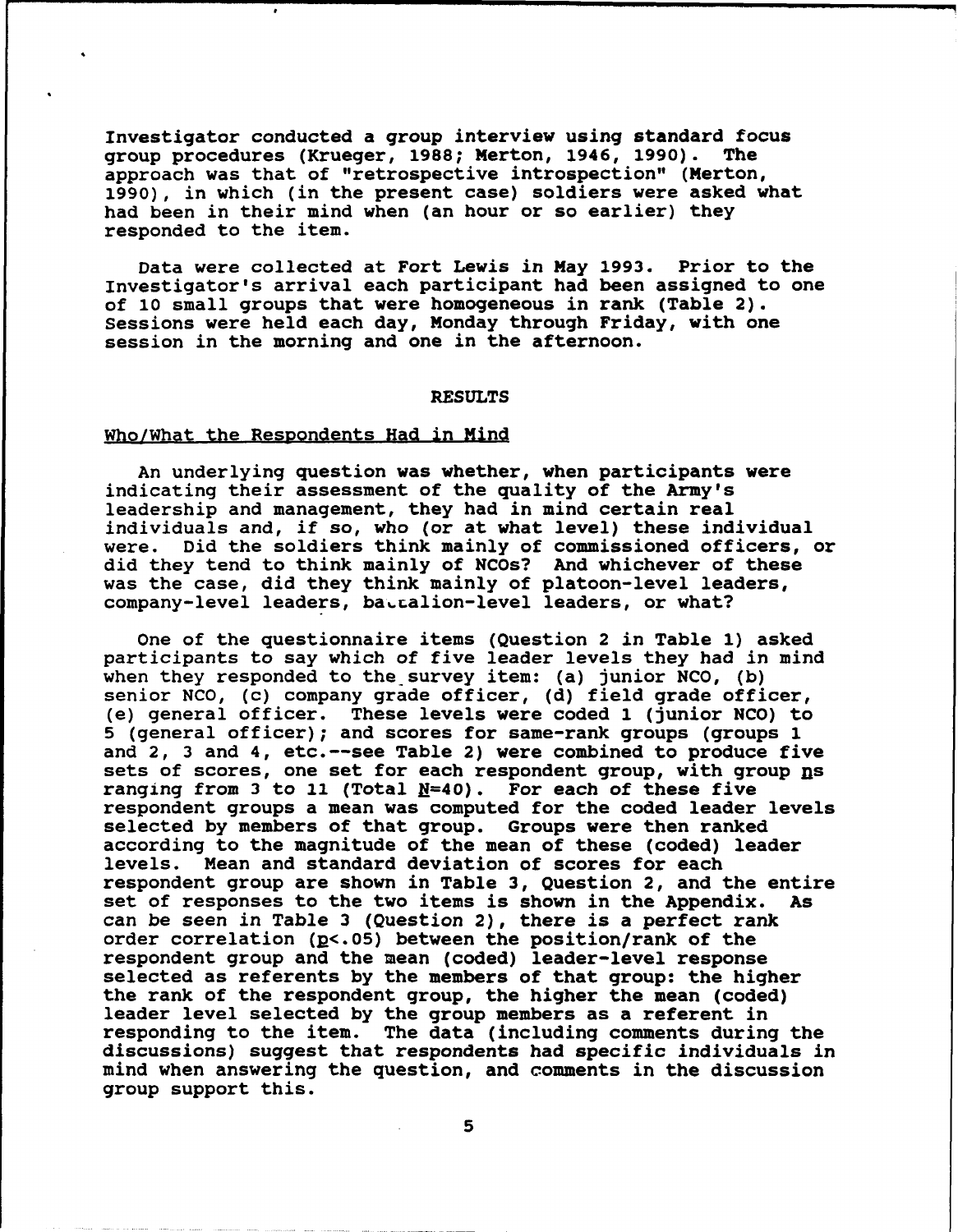Investigator conducted a group interview using standard focus group procedures (Krueger, 1988; Merton, 1946, 1990). The approach was that of "retrospective introspection" (Merton, 1990), in which (in the present case) soldiers were asked what had been in their mind when (an hour or so earlier) they responded to the item.

Data were collected at Fort Lewis in May 1993. Prior to the Investigator's arrival each participant had been assigned to one of 10 small groups that were homogeneous in rank (Table 2). Sessions were held each day, Monday through Friday, with one session in the morning and one in the afternoon.

## RESULTS

### Who/What the Respondents Had in Mind

An underlying question was whether, when participants were indicating their assessment of the quality of the Army's leadership and management, they had in mind certain real individuals and, if so, who (or at what level) these individual were. Did the soldiers think mainly of commissioned officers, or did they tend to think mainly of NCOs? And whichever of these was the case, did they think mainly of platoon-level leaders, company-level leaders, battalion-level leaders, or what?

One of the questionnaire items (Question 2 in Table 1) asked participants to say which of five leader levels they had in mind when they responded to the survey item: (a) junior NCO, (b) senior NCO, (c) company grade officer, (d) field grade officer, (e) general officer. These levels were coded 1 (junior NCO) to 5 (general officer); and scores for same-rank groups (groups 1 and 2, 3 and 4, etc.--see Table 2) were combined to produce five sets of scores, one set for each respondent group, with group $n$s ranging from 3 to 11 (Total $N$=40). For each of these five respondent groups a mean was computed for the coded leader levels selected by members of that group. Groups were then ranked according to the magnitude of the mean of these (coded) leader levels. Mean and standard deviation of scores for each respondent group are shown in Table 3, Question 2, and the entire set of responses to the two items is shown in the Appendix. As can be seen in Table 3 (Question 2), there is a perfect rank order correlation ($p<.05$) between the position/rank of the respondent group and the mean (coded) leader-level response selected as referents by the members of that group: the higher the rank of the respondent group, the higher the mean (coded) leader level selected by the group members as a referent in responding to the item. The data (including comments during the discussions) suggest that respondents had specific individuals in mind when answering the question, and comments in the discussion group support this.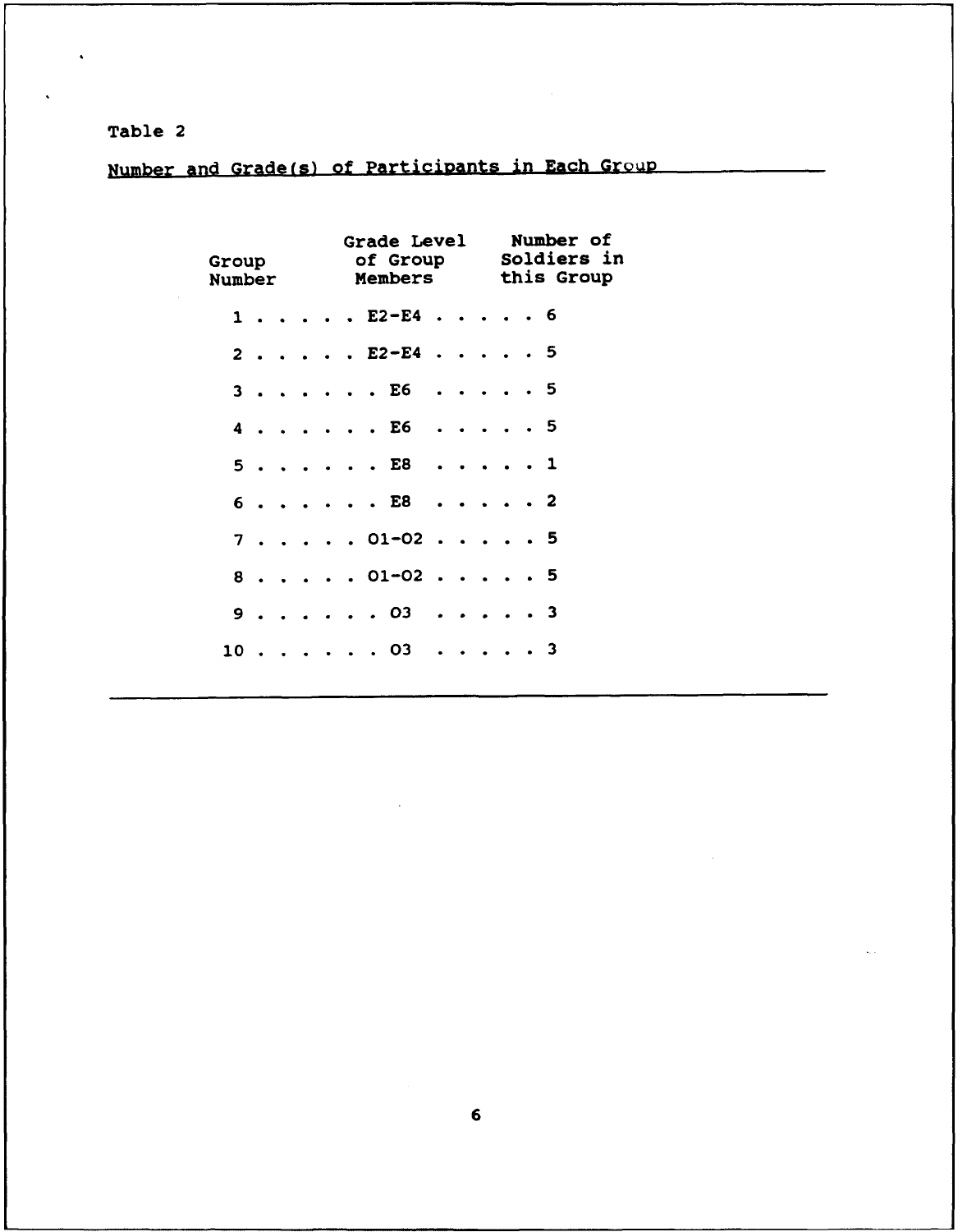Table 2

Number and Grade(s) of Participants in Each Group

| Group Number | Grade Level of Group Members | Number of Soldiers in this Group |
|---|---|---|
| 1 | E2-E4 | 6 |
| 2 | E2-E4 | 5 |
| 3 | E6 | 5 |
| 4 | E6 | 5 |
| 5 | E8 | 1 |
| 6 | E8 | 2 |
| 7 | O1-O2 | 5 |
| 8 | O1-O2 | 5 |
| 9 | O3 | 3 |
| 10 | O3 | 3 |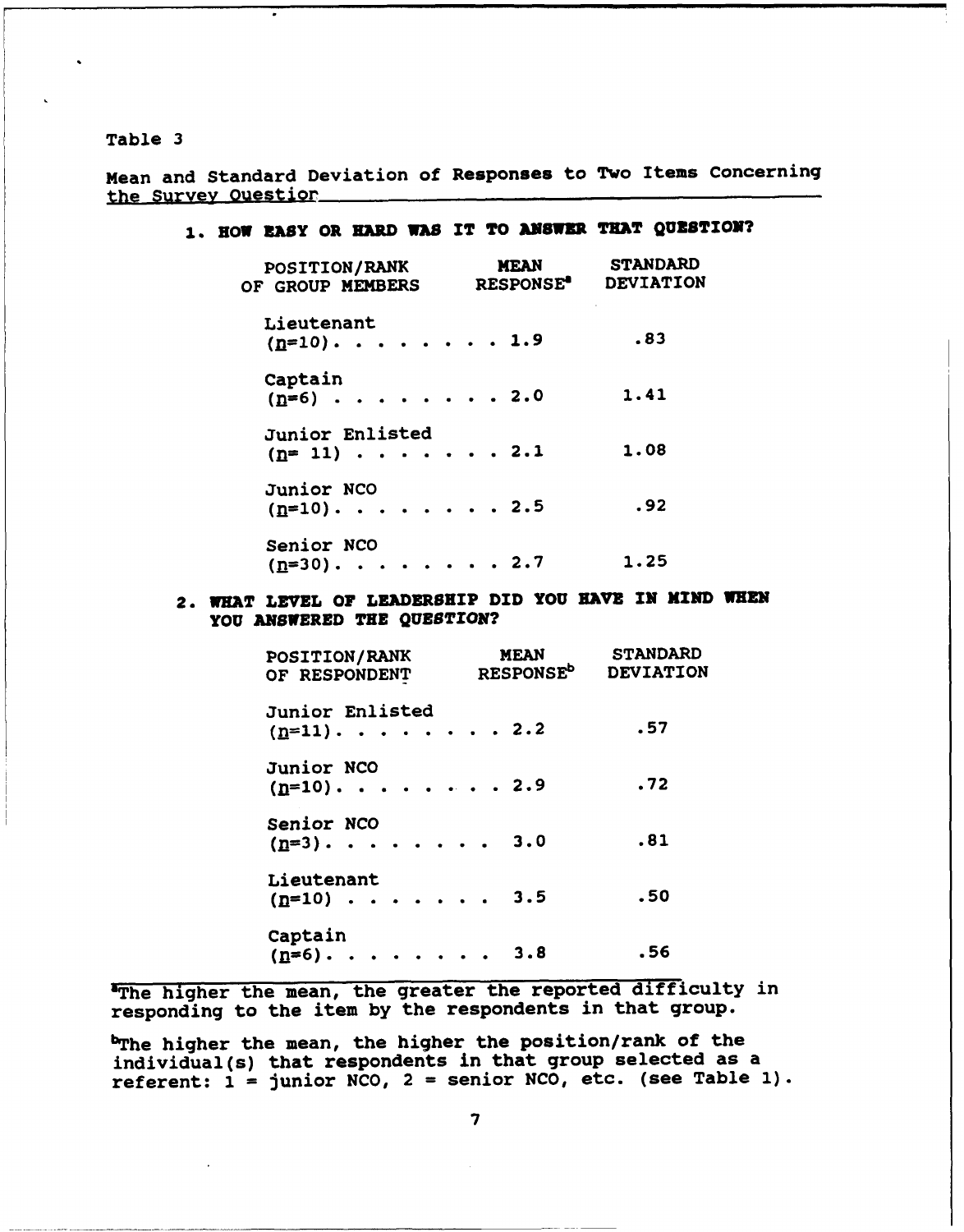Table 3

Mean and Standard Deviation of Responses to Two Items Concerning the Survey Question

**1. HOW EASY OR HARD WAS IT TO ANSWER THAT QUESTION?**

| POSITION/RANK OF GROUP MEMBERS | MEAN RESPONSE[a] | STANDARD DEVIATION |
|---|---|---|
| Lieutenant (n=10) | 1.9 | .83 |
| Captain (n=6) | 2.0 | 1.41 |
| Junior Enlisted (n= 11) | 2.1 | 1.08 |
| Junior NCO (n=10) | 2.5 | .92 |
| Senior NCO (n=30) | 2.7 | 1.25 |

**2. WHAT LEVEL OF LEADERSHIP DID YOU HAVE IN MIND WHEN YOU ANSWERED THE QUESTION?**

| POSITION/RANK OF RESPONDENT | MEAN RESPONSE[b] | STANDARD DEVIATION |
|---|---|---|
| Junior Enlisted (n=11) | 2.2 | .57 |
| Junior NCO (n=10) | 2.9 | .72 |
| Senior NCO (n=3) | 3.0 | .81 |
| Lieutenant (n=10) | 3.5 | .50 |
| Captain (n=6) | 3.8 | .56 |

[a]The higher the mean, the greater the reported difficulty in responding to the item by the respondents in that group.

[b]The higher the mean, the higher the position/rank of the individual(s) that respondents in that group selected as a referent: 1 = junior NCO, 2 = senior NCO, etc. (see Table 1).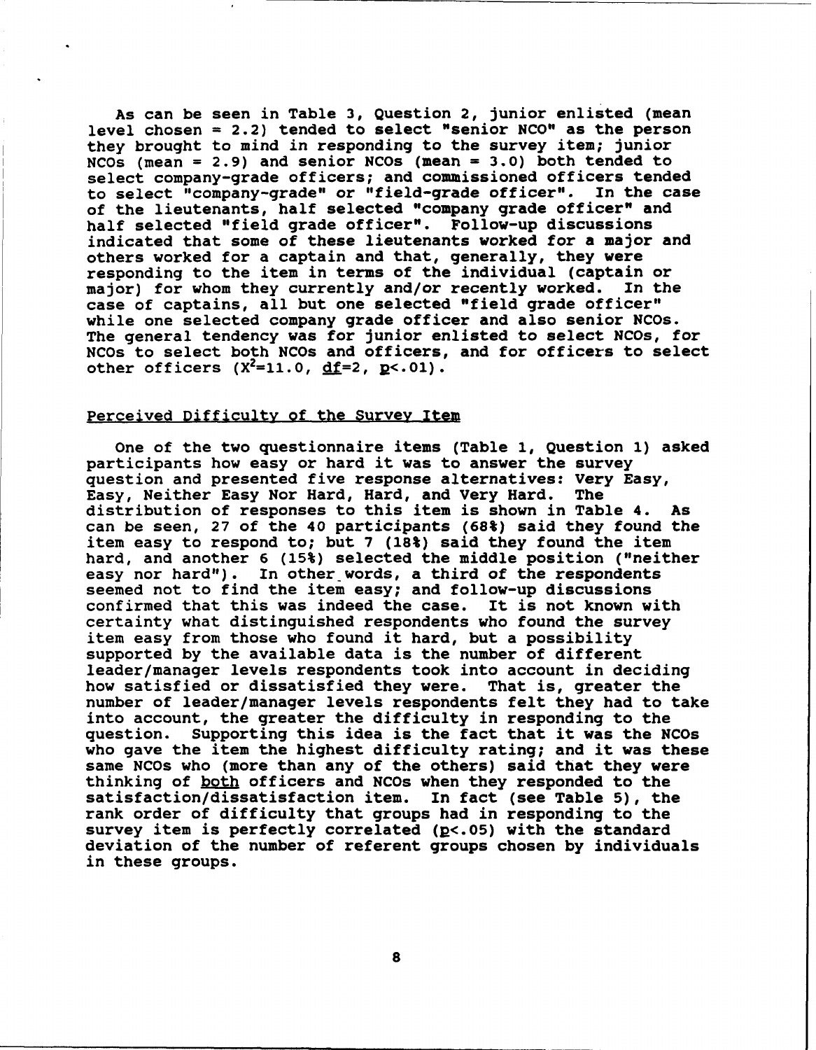As can be seen in Table 3, Question 2, junior enlisted (mean level chosen = 2.2) tended to select "senior NCO" as the person they brought to mind in responding to the survey item; junior NCOs (mean = 2.9) and senior NCOs (mean = 3.0) both tended to select company-grade officers; and commissioned officers tended to select "company-grade" or "field-grade officer". In the case of the lieutenants, half selected "company grade officer" and half selected "field grade officer". Follow-up discussions indicated that some of these lieutenants worked for a major and others worked for a captain and that, generally, they were responding to the item in terms of the individual (captain or major) for whom they currently and/or recently worked. In the case of captains, all but one selected "field grade officer" while one selected company grade officer and also senior NCOs. The general tendency was for junior enlisted to select NCOs, for NCOs to select both NCOs and officers, and for officers to select other officers ($X^2$=11.0, df=2, $p$<.01).

Perceived Difficulty of the Survey Item

One of the two questionnaire items (Table 1, Question 1) asked participants how easy or hard it was to answer the survey question and presented five response alternatives: Very Easy, Easy, Neither Easy Nor Hard, Hard, and Very Hard. The distribution of responses to this item is shown in Table 4. As can be seen, 27 of the 40 participants (68%) said they found the item easy to respond to; but 7 (18%) said they found the item hard, and another 6 (15%) selected the middle position ("neither easy nor hard"). In other words, a third of the respondents seemed not to find the item easy; and follow-up discussions confirmed that this was indeed the case. It is not known with certainty what distinguished respondents who found the survey item easy from those who found it hard, but a possibility supported by the available data is the number of different leader/manager levels respondents took into account in deciding how satisfied or dissatisfied they were. That is, greater the number of leader/manager levels respondents felt they had to take into account, the greater the difficulty in responding to the question. Supporting this idea is the fact that it was the NCOs who gave the item the highest difficulty rating; and it was these same NCOs who (more than any of the others) said that they were thinking of both officers and NCOs when they responded to the satisfaction/dissatisfaction item. In fact (see Table 5), the rank order of difficulty that groups had in responding to the survey item is perfectly correlated ($p$<.05) with the standard deviation of the number of referent groups chosen by individuals in these groups.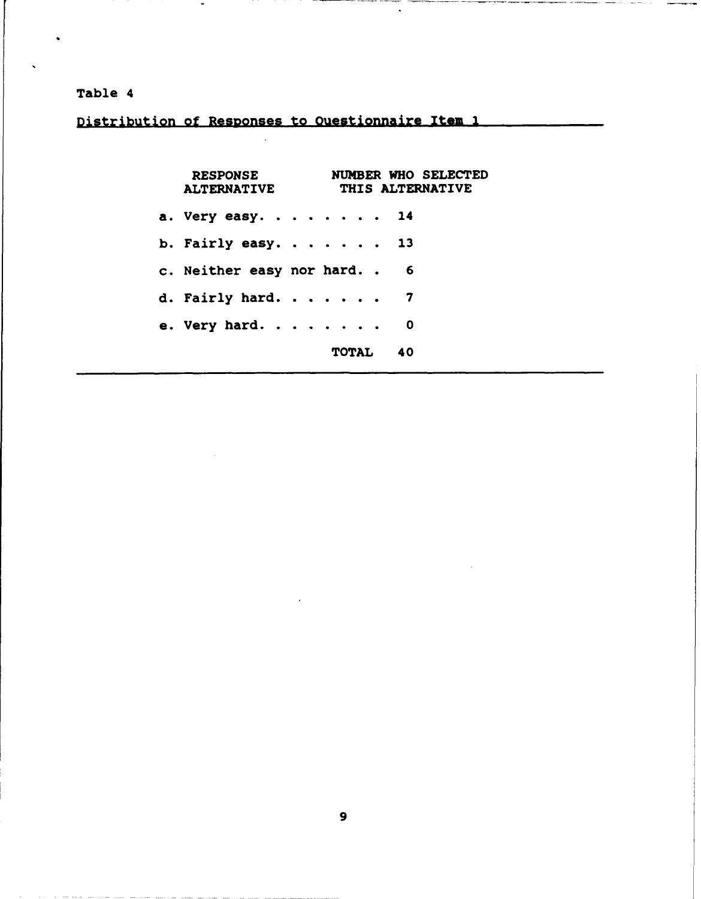Table 4

Distribution of Responses to Questionnaire Item 1

| RESPONSE ALTERNATIVE | NUMBER WHO SELECTED THIS ALTERNATIVE |
|---|---|
| a. Very easy | 14 |
| b. Fairly easy | 13 |
| c. Neither easy nor hard | 6 |
| d. Fairly hard | 7 |
| e. Very hard | 0 |
| TOTAL | 40 |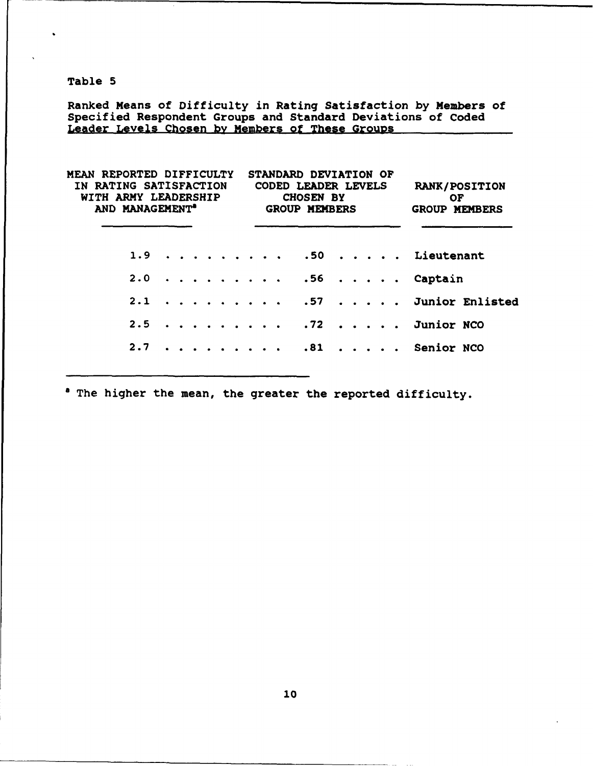Table 5

Ranked Means of Difficulty in Rating Satisfaction by Members of Specified Respondent Groups and Standard Deviations of Coded Leader Levels Chosen by Members of These Groups

| MEAN REPORTED DIFFICULTY IN RATING SATISFACTION WITH ARMY LEADERSHIP AND MANAGEMENT[a] | STANDARD DEVIATION OF CODED LEADER LEVELS CHOSEN BY GROUP MEMBERS | RANK/POSITION OF GROUP MEMBERS |
|---|---|---|
| 1.9 | .50 | Lieutenant |
| 2.0 | .56 | Captain |
| 2.1 | .57 | Junior Enlisted |
| 2.5 | .72 | Junior NCO |
| 2.7 | .81 | Senior NCO |

[a] The higher the mean, the greater the reported difficulty.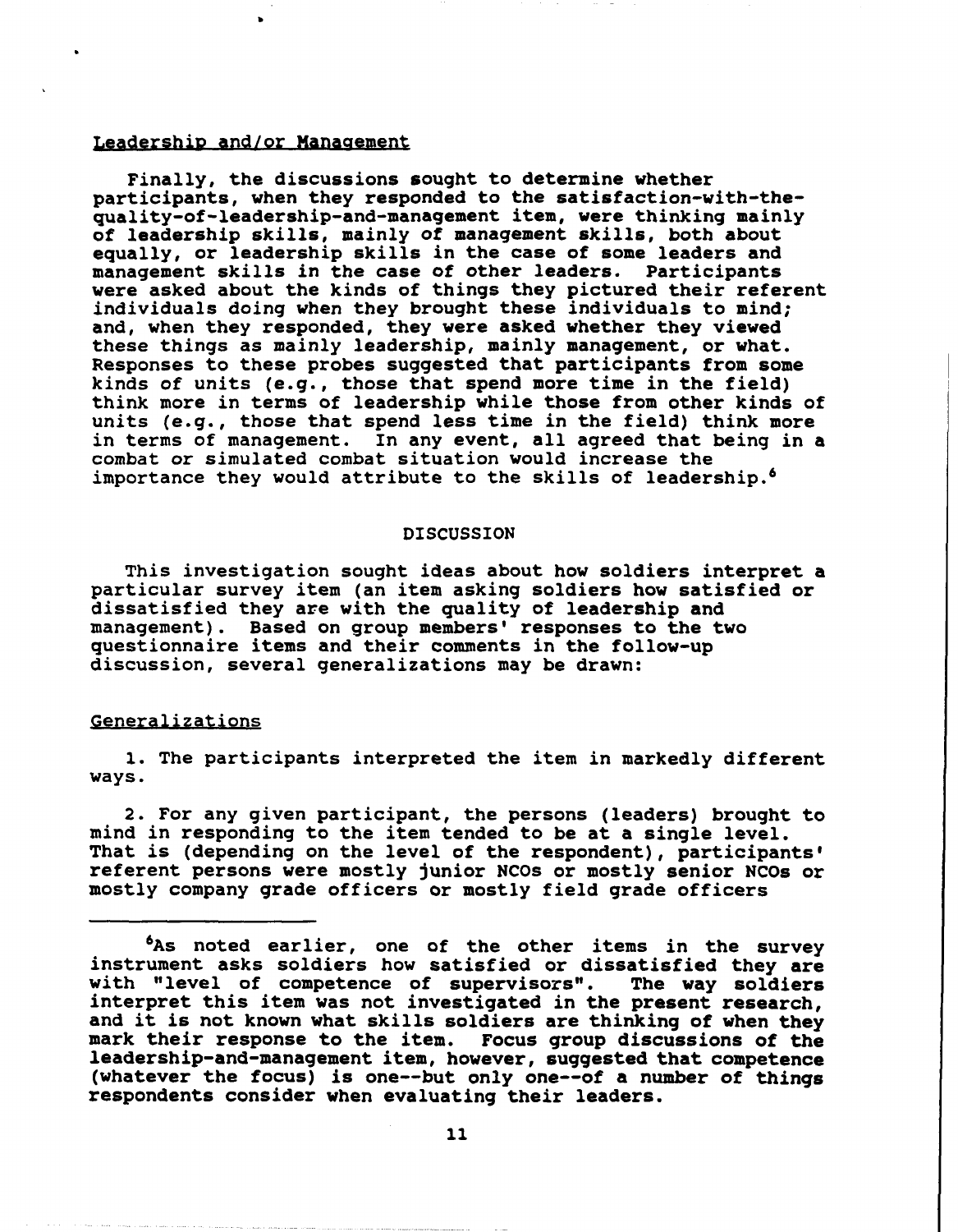## Leadership and/or Management

Finally, the discussions sought to determine whether participants, when they responded to the satisfaction-with-the-quality-of-leadership-and-management item, were thinking mainly of leadership skills, mainly of management skills, both about equally, or leadership skills in the case of some leaders and management skills in the case of other leaders. Participants were asked about the kinds of things they pictured their referent individuals doing when they brought these individuals to mind; and, when they responded, they were asked whether they viewed these things as mainly leadership, mainly management, or what. Responses to these probes suggested that participants from some kinds of units (e.g., those that spend more time in the field) think more in terms of leadership while those from other kinds of units (e.g., those that spend less time in the field) think more in terms of management. In any event, all agreed that being in a combat or simulated combat situation would increase the importance they would attribute to the skills of leadership.[6]

# DISCUSSION

This investigation sought ideas about how soldiers interpret a particular survey item (an item asking soldiers how satisfied or dissatisfied they are with the quality of leadership and management). Based on group members' responses to the two questionnaire items and their comments in the follow-up discussion, several generalizations may be drawn:

## Generalizations

1. The participants interpreted the item in markedly different ways.

2. For any given participant, the persons (leaders) brought to mind in responding to the item tended to be at a single level. That is (depending on the level of the respondent), participants' referent persons were mostly junior NCOs or mostly senior NCOs or mostly company grade officers or mostly field grade officers

---

[6]As noted earlier, one of the other items in the survey instrument asks soldiers how satisfied or dissatisfied they are with "level of competence of supervisors". The way soldiers interpret this item was not investigated in the present research, and it is not known what skills soldiers are thinking of when they mark their response to the item. Focus group discussions of the leadership-and-management item, however, suggested that competence (whatever the focus) is one--but only one--of a number of things respondents consider when evaluating their leaders.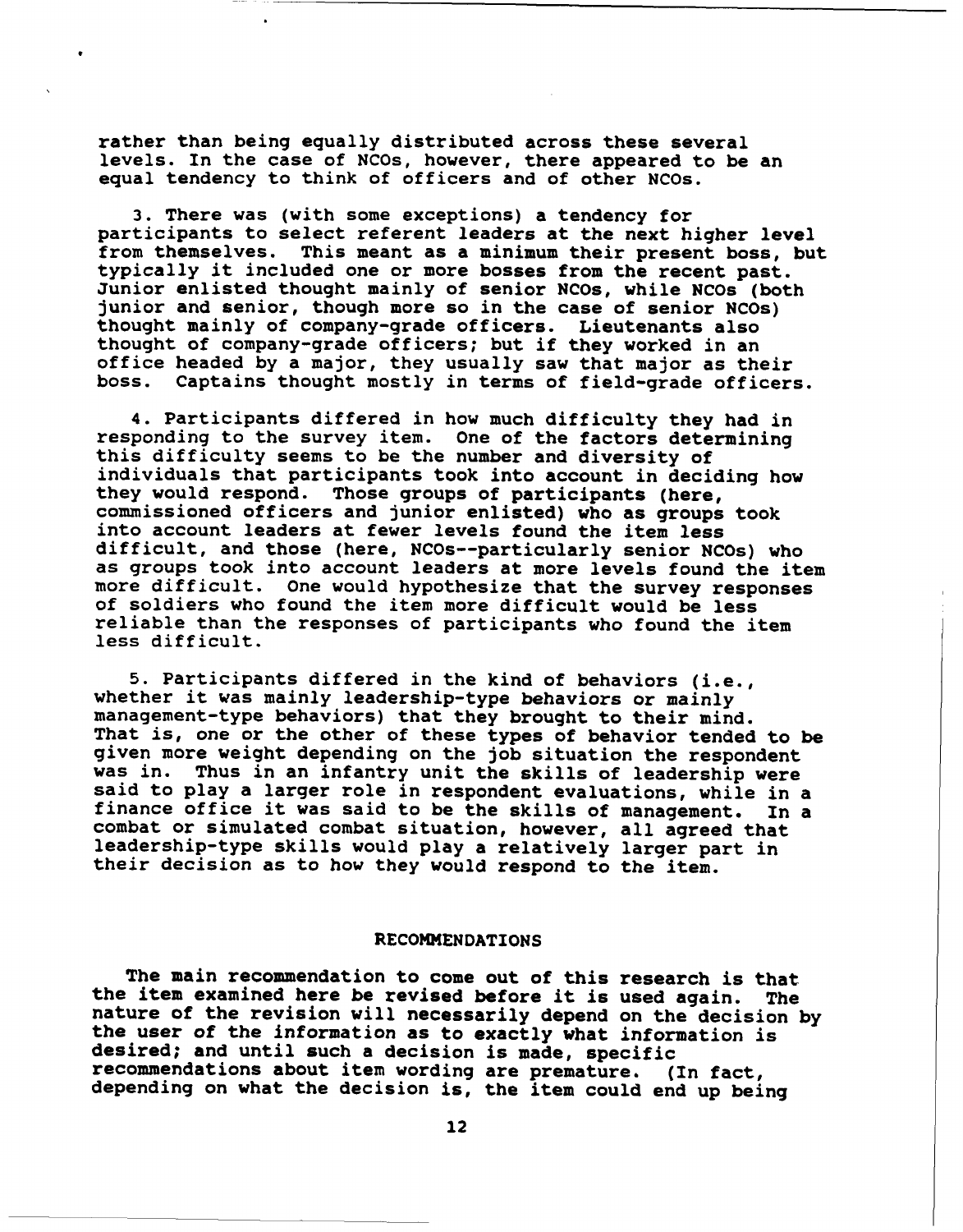rather than being equally distributed across these several levels. In the case of NCOs, however, there appeared to be an equal tendency to think of officers and of other NCOs.

3. There was (with some exceptions) a tendency for participants to select referent leaders at the next higher level from themselves. This meant as a minimum their present boss, but typically it included one or more bosses from the recent past. Junior enlisted thought mainly of senior NCOs, while NCOs (both junior and senior, though more so in the case of senior NCOs) thought mainly of company-grade officers. Lieutenants also thought of company-grade officers; but if they worked in an office headed by a major, they usually saw that major as their boss. Captains thought mostly in terms of field-grade officers.

4. Participants differed in how much difficulty they had in responding to the survey item. One of the factors determining this difficulty seems to be the number and diversity of individuals that participants took into account in deciding how they would respond. Those groups of participants (here, commissioned officers and junior enlisted) who as groups took into account leaders at fewer levels found the item less difficult, and those (here, NCOs--particularly senior NCOs) who as groups took into account leaders at more levels found the item more difficult. One would hypothesize that the survey responses of soldiers who found the item more difficult would be less reliable than the responses of participants who found the item less difficult.

5. Participants differed in the kind of behaviors (i.e., whether it was mainly leadership-type behaviors or mainly management-type behaviors) that they brought to their mind. That is, one or the other of these types of behavior tended to be given more weight depending on the job situation the respondent was in. Thus in an infantry unit the skills of leadership were said to play a larger role in respondent evaluations, while in a finance office it was said to be the skills of management. In a combat or simulated combat situation, however, all agreed that leadership-type skills would play a relatively larger part in their decision as to how they would respond to the item.

## RECOMMENDATIONS

The main recommendation to come out of this research is that the item examined here be revised before it is used again. The nature of the revision will necessarily depend on the decision by the user of the information as to exactly what information is desired; and until such a decision is made, specific recommendations about item wording are premature. (In fact, depending on what the decision is, the item could end up being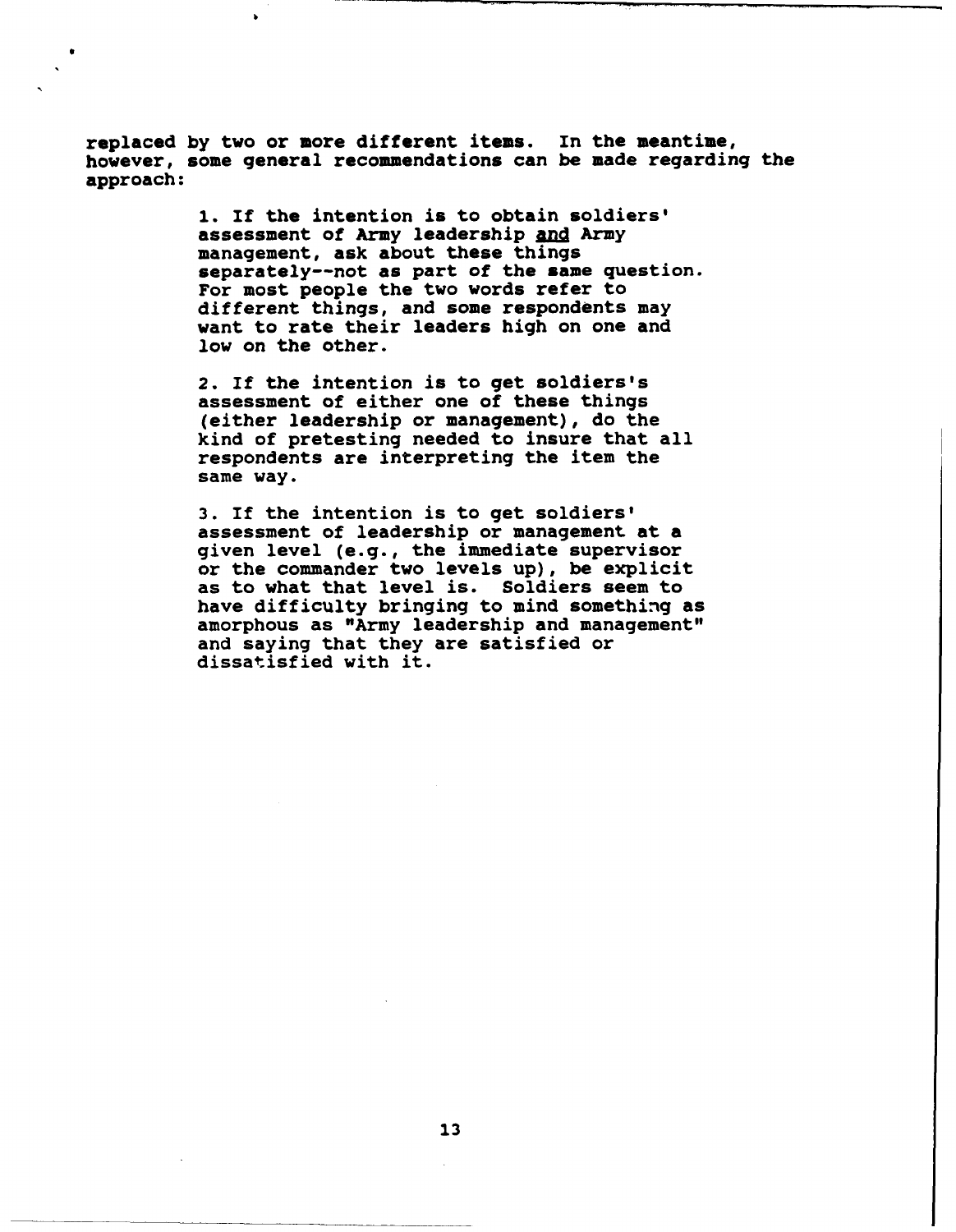replaced by two or more different items. In the meantime, however, some general recommendations can be made regarding the approach:

1. If the intention is to obtain soldiers' assessment of Army leadership <u>and</u> Army management, ask about these things separately--not as part of the same question. For most people the two words refer to different things, and some respondents may want to rate their leaders high on one and low on the other.

2. If the intention is to get soldiers's assessment of either one of these things (either leadership or management), do the kind of pretesting needed to insure that all respondents are interpreting the item the same way.

3. If the intention is to get soldiers' assessment of leadership or management at a given level (e.g., the immediate supervisor or the commander two levels up), be explicit as to what that level is. Soldiers seem to have difficulty bringing to mind something as amorphous as "Army leadership and management" and saying that they are satisfied or dissatisfied with it.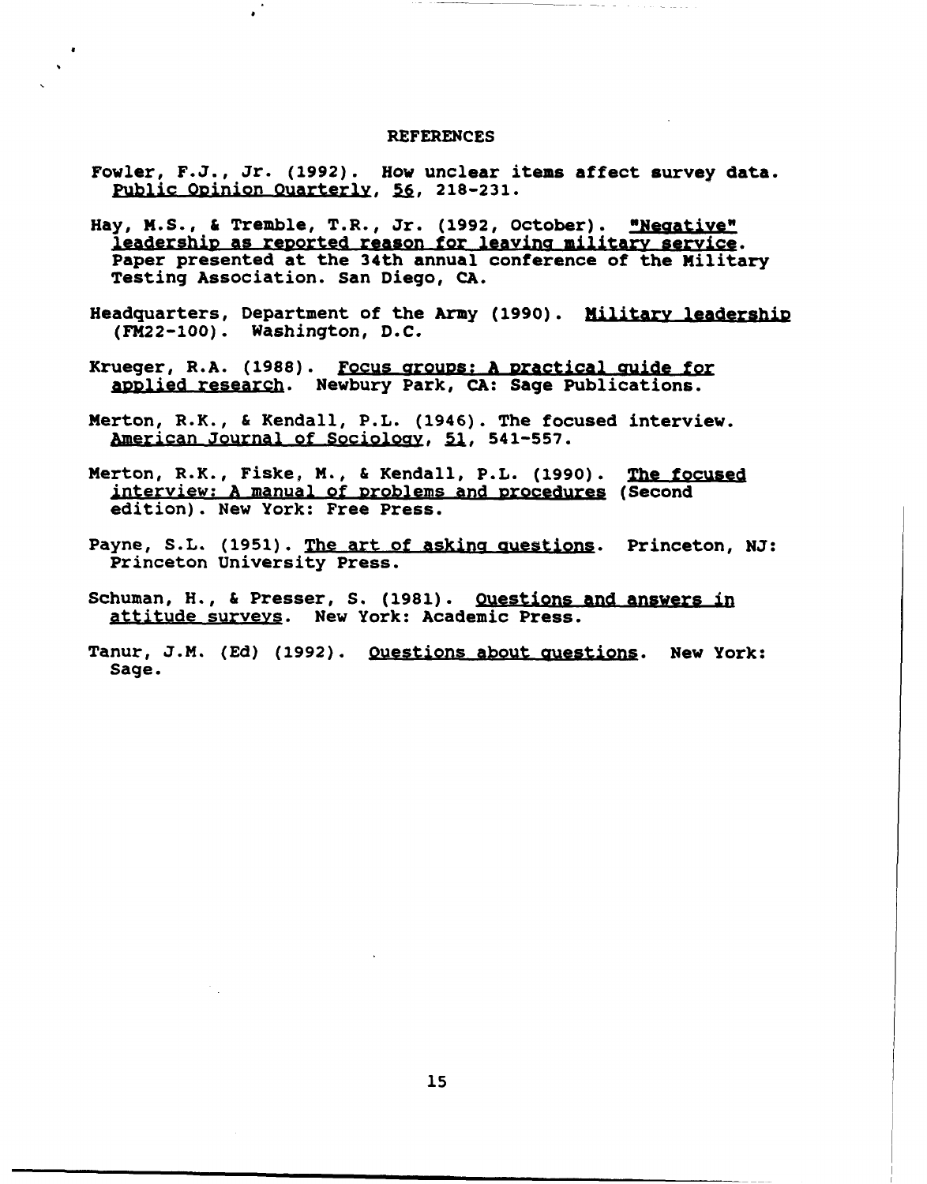# REFERENCES

Fowler, F.J., Jr. (1992). How unclear items affect survey data. *Public Opinion Quarterly*, *56*, 218-231.

Hay, M.S., & Tremble, T.R., Jr. (1992, October). *"Negative" leadership as reported reason for leaving military service*. Paper presented at the 34th annual conference of the Military Testing Association. San Diego, CA.

Headquarters, Department of the Army (1990). *Military leadership* (FM22-100). Washington, D.C.

Krueger, R.A. (1988). *Focus groups: A practical guide for applied research*. Newbury Park, CA: Sage Publications.

Merton, R.K., & Kendall, P.L. (1946). The focused interview. *American Journal of Sociology*, *51*, 541-557.

Merton, R.K., Fiske, M., & Kendall, P.L. (1990). *The focused interview: A manual of problems and procedures* (Second edition). New York: Free Press.

Payne, S.L. (1951). *The art of asking questions*. Princeton, NJ: Princeton University Press.

Schuman, H., & Presser, S. (1981). *Questions and answers in attitude surveys*. New York: Academic Press.

Tanur, J.M. (Ed) (1992). *Questions about questions*. New York: Sage.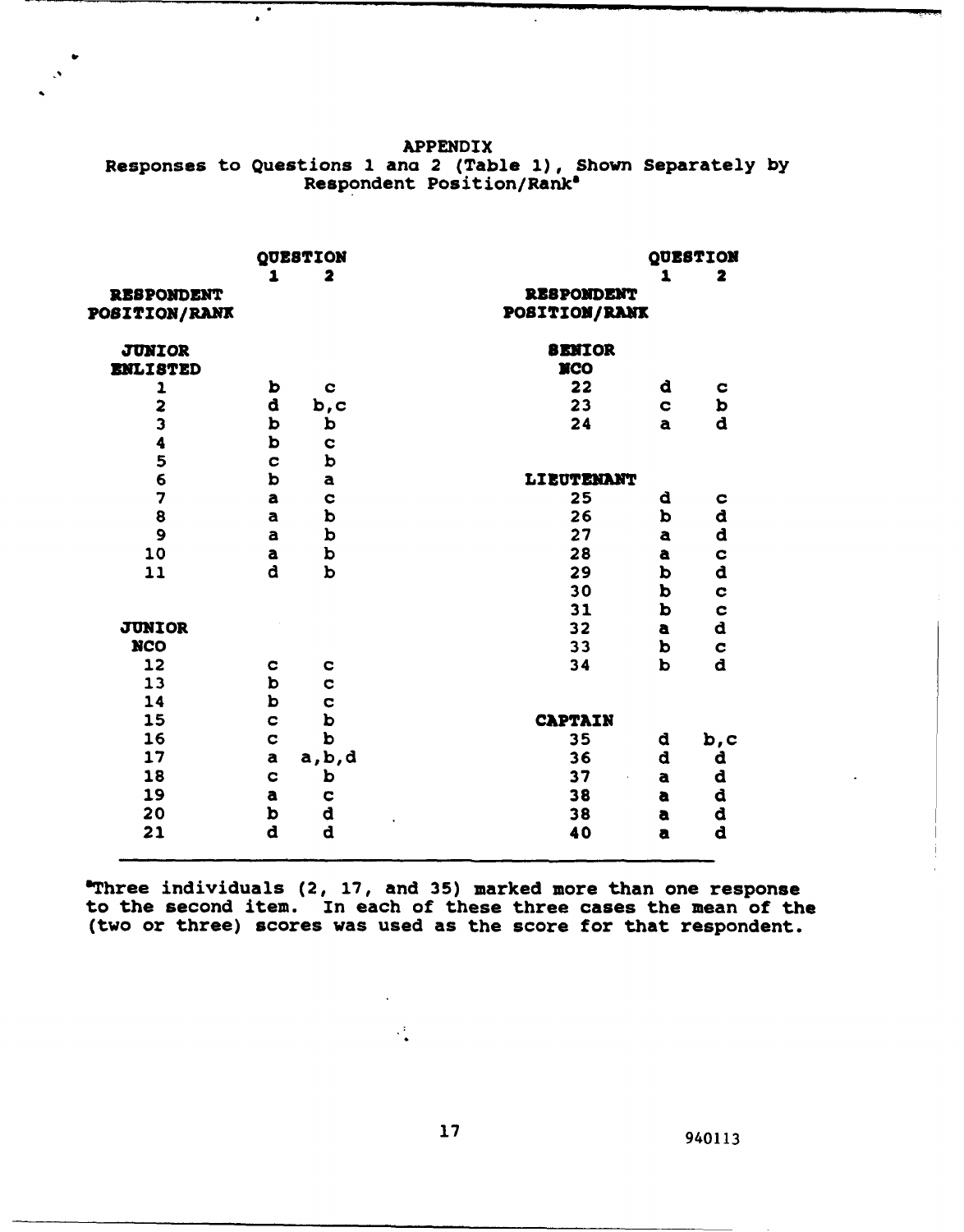APPENDIX

Responses to Questions 1 and 2 (Table 1), Shown Separately by Respondent Position/Rank[a]

| RESPONDENT POSITION/RANK | QUESTION 1 | QUESTION 2 | RESPONDENT POSITION/RANK | QUESTION 1 | QUESTION 2 |
|---|---|---|---|---|---|
| **JUNIOR ENLISTED** | | | **SENIOR NCO** | | |
| 1 | b | c | 22 | d | c |
| 2 | d | b,c | 23 | c | b |
| 3 | b | b | 24 | a | d |
| 4 | b | c | | | |
| 5 | c | b | | | |
| 6 | b | a | **LIEUTENANT** | | |
| 7 | a | c | 25 | d | c |
| 8 | a | b | 26 | b | d |
| 9 | a | b | 27 | a | d |
| 10 | a | b | 28 | a | c |
| 11 | d | b | 29 | b | d |
| | | | 30 | b | c |
| | | | 31 | b | c |
| **JUNIOR NCO** | | | 32 | a | d |
| | | | 33 | b | c |
| 12 | c | c | 34 | b | d |
| 13 | b | c | | | |
| 14 | b | c | | | |
| 15 | c | b | **CAPTAIN** | | |
| 16 | c | b | 35 | d | b,c |
| 17 | a | a,b,d | 36 | d | d |
| 18 | c | b | 37 | a | d |
| 19 | a | c | 38 | a | d |
| 20 | b | d | 38 | a | d |
| 21 | d | d | 40 | a | d |

[a]Three individuals (2, 17, and 35) marked more than one response to the second item. In each of these three cases the mean of the (two or three) scores was used as the score for that respondent.

940113